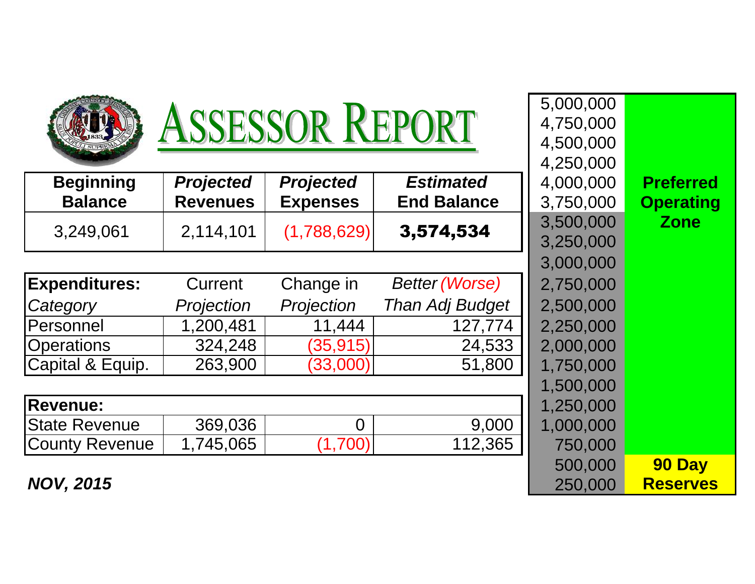# ASSESSOR REPORT

| **Beginning Balance** | ***Projected* Revenues** | ***Projected* Expenses** | ***Estimated* End Balance** |
|---|---|---|---|
| 3,249,061 | 2,114,101 | (1,788,629) | **3,574,534** |

| **Expenditures:** *Category* | Current *Projection* | Change in *Projection* | *Better (Worse) Than Adj Budget* |
|---|---|---|---|
| Personnel | 1,200,481 | 11,444 | 127,774 |
| Operations | 324,248 | (35,915) | 24,533 |
| Capital & Equip. | 263,900 | (33,000) | 51,800 |

| **Revenue:** | | | |
|---|---|---|---|
| State Revenue | 369,036 | 0 | 9,000 |
| County Revenue | 1,745,065 | (1,700) | 112,365 |

***NOV, 2015***

| Balance | Zone |
|---|---|
| 5,000,000 | |
| 4,750,000 | |
| 4,500,000 | |
| 4,250,000 | |
| 4,000,000 | **Preferred Operating Zone** |
| 3,750,000 | |
| 3,500,000 | |
| 3,250,000 | |
| 3,000,000 | |
| 2,750,000 | |
| 2,500,000 | |
| 2,250,000 | |
| 2,000,000 | |
| 1,750,000 | |
| 1,500,000 | |
| 1,250,000 | |
| 1,000,000 | |
| 750,000 | |
| 500,000 | **90 Day Reserves** |
| 250,000 | |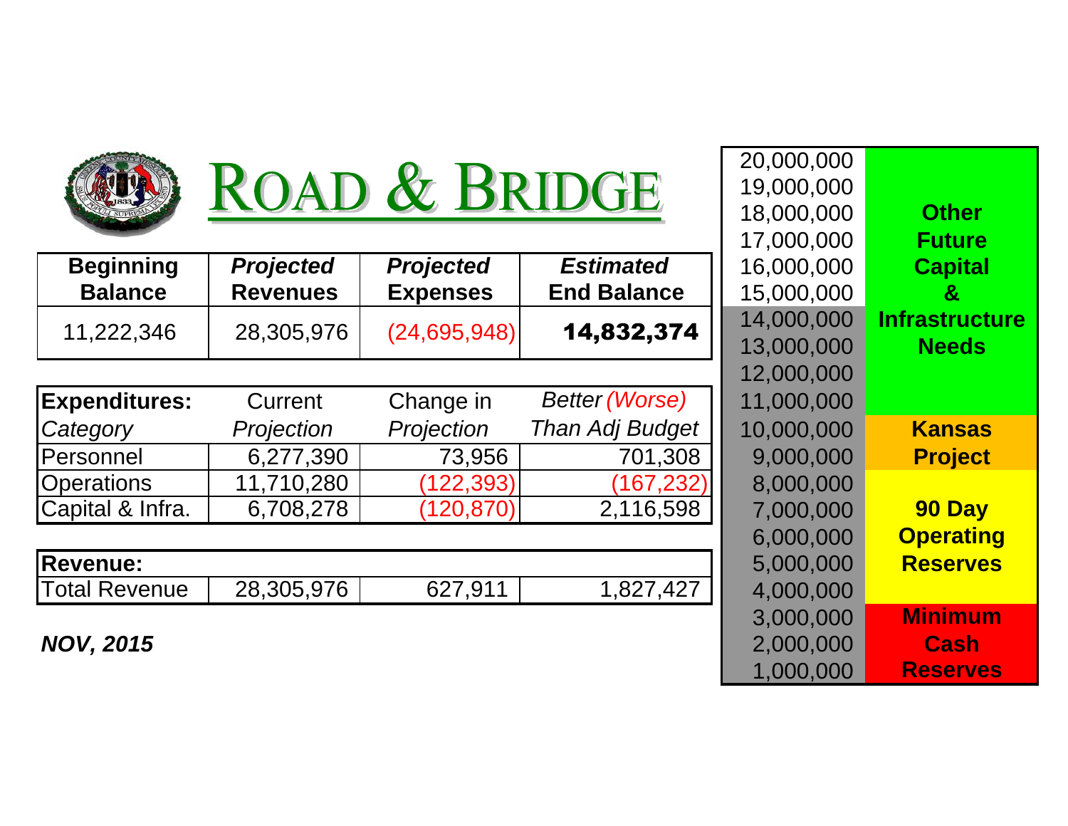# ROAD & BRIDGE

| Beginning Balance | *Projected* Revenues | *Projected* Expenses | *Estimated* End Balance |
|---|---|---|---|
| 11,222,346 | 28,305,976 | (24,695,948) | **14,832,374** |

| **Expenditures:** *Category* | Current *Projection* | Change in *Projection* | *Better (Worse) Than Adj Budget* |
|---|---|---|---|
| Personnel | 6,277,390 | 73,956 | 701,308 |
| Operations | 11,710,280 | (122,393) | (167,232) |
| Capital & Infra. | 6,708,278 | (120,870) | 2,116,598 |

| **Revenue:** | | | |
|---|---|---|---|
| Total Revenue | 28,305,976 | 627,911 | 1,827,427 |

***NOV, 2015***

| Amount | Reserve Category |
|---|---|
| 20,000,000 | **Other Future Capital & Infrastructure Needs** |
| 19,000,000 | |
| 18,000,000 | |
| 17,000,000 | |
| 16,000,000 | |
| 15,000,000 | |
| 14,000,000 | |
| 13,000,000 | |
| 12,000,000 | |
| 11,000,000 | |
| 10,000,000 | **Kansas Project** |
| 9,000,000 | |
| 8,000,000 | **90 Day Operating Reserves** |
| 7,000,000 | |
| 6,000,000 | |
| 5,000,000 | |
| 4,000,000 | |
| 3,000,000 | **Minimum Cash Reserves** |
| 2,000,000 | |
| 1,000,000 | |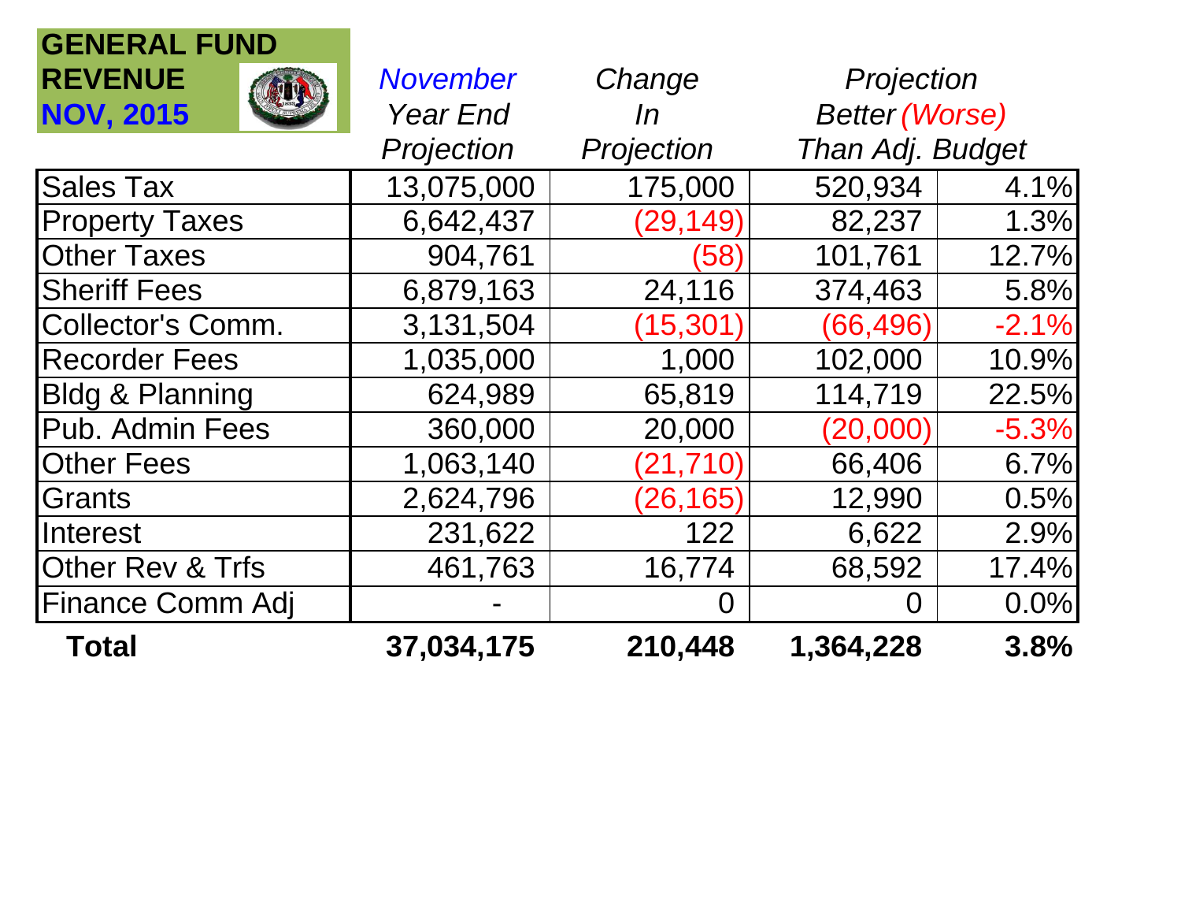**GENERAL FUND REVENUE**

**NOV, 2015**

| | *November Year End Projection* | *Change In Projection* | *Projection Better (Worse) Than Adj. Budget* | |
|---|---|---|---|---|
| Sales Tax | 13,075,000 | 175,000 | 520,934 | 4.1% |
| Property Taxes | 6,642,437 | (29,149) | 82,237 | 1.3% |
| Other Taxes | 904,761 | (58) | 101,761 | 12.7% |
| Sheriff Fees | 6,879,163 | 24,116 | 374,463 | 5.8% |
| Collector's Comm. | 3,131,504 | (15,301) | (66,496) | -2.1% |
| Recorder Fees | 1,035,000 | 1,000 | 102,000 | 10.9% |
| Bldg & Planning | 624,989 | 65,819 | 114,719 | 22.5% |
| Pub. Admin Fees | 360,000 | 20,000 | (20,000) | -5.3% |
| Other Fees | 1,063,140 | (21,710) | 66,406 | 6.7% |
| Grants | 2,624,796 | (26,165) | 12,990 | 0.5% |
| Interest | 231,622 | 122 | 6,622 | 2.9% |
| Other Rev & Trfs | 461,763 | 16,774 | 68,592 | 17.4% |
| Finance Comm Adj | - | 0 | 0 | 0.0% |
| **Total** | **37,034,175** | **210,448** | **1,364,228** | **3.8%** |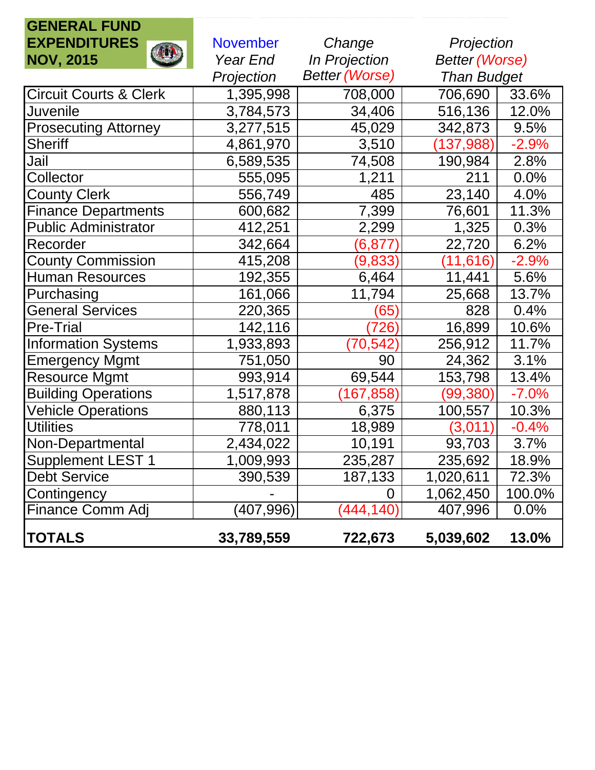## GENERAL FUND EXPENDITURES NOV, 2015

| | November Year End Projection | Change In Projection Better (Worse) | Projection Better (Worse) Than Budget | |
|---|---|---|---|---|
| Circuit Courts & Clerk | 1,395,998 | 708,000 | 706,690 | 33.6% |
| Juvenile | 3,784,573 | 34,406 | 516,136 | 12.0% |
| Prosecuting Attorney | 3,277,515 | 45,029 | 342,873 | 9.5% |
| Sheriff | 4,861,970 | 3,510 | (137,988) | -2.9% |
| Jail | 6,589,535 | 74,508 | 190,984 | 2.8% |
| Collector | 555,095 | 1,211 | 211 | 0.0% |
| County Clerk | 556,749 | 485 | 23,140 | 4.0% |
| Finance Departments | 600,682 | 7,399 | 76,601 | 11.3% |
| Public Administrator | 412,251 | 2,299 | 1,325 | 0.3% |
| Recorder | 342,664 | (6,877) | 22,720 | 6.2% |
| County Commission | 415,208 | (9,833) | (11,616) | -2.9% |
| Human Resources | 192,355 | 6,464 | 11,441 | 5.6% |
| Purchasing | 161,066 | 11,794 | 25,668 | 13.7% |
| General Services | 220,365 | (65) | 828 | 0.4% |
| Pre-Trial | 142,116 | (726) | 16,899 | 10.6% |
| Information Systems | 1,933,893 | (70,542) | 256,912 | 11.7% |
| Emergency Mgmt | 751,050 | 90 | 24,362 | 3.1% |
| Resource Mgmt | 993,914 | 69,544 | 153,798 | 13.4% |
| Building Operations | 1,517,878 | (167,858) | (99,380) | -7.0% |
| Vehicle Operations | 880,113 | 6,375 | 100,557 | 10.3% |
| Utilities | 778,011 | 18,989 | (3,011) | -0.4% |
| Non-Departmental | 2,434,022 | 10,191 | 93,703 | 3.7% |
| Supplement LEST 1 | 1,009,993 | 235,287 | 235,692 | 18.9% |
| Debt Service | 390,539 | 187,133 | 1,020,611 | 72.3% |
| Contingency | - | 0 | 1,062,450 | 100.0% |
| Finance Comm Adj | (407,996) | (444,140) | 407,996 | 0.0% |
| **TOTALS** | **33,789,559** | **722,673** | **5,039,602** | **13.0%** |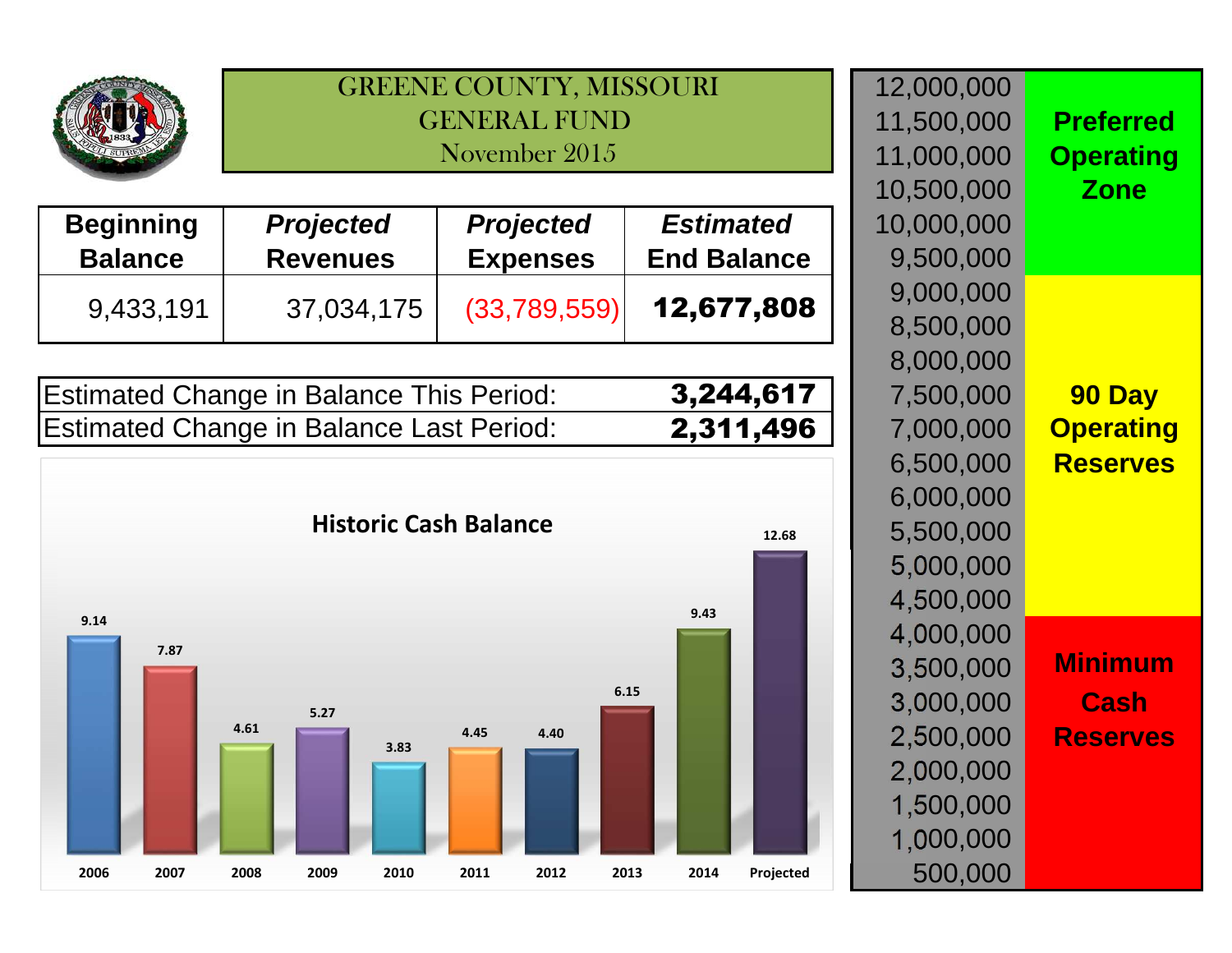# GREENE COUNTY, MISSOURI
## GENERAL FUND
### November 2015

| Beginning Balance | *Projected* Revenues | *Projected* Expenses | *Estimated* End Balance |
|---|---|---|---|
| 9,433,191 | 37,034,175 | (33,789,559) | **12,677,808** |

| | |
|---|---|
| Estimated Change in Balance This Period: | **3,244,617** |
| Estimated Change in Balance Last Period: | **2,311,496** |

**Historic Cash Balance**

9.14
7.87
4.61
5.27
3.83
4.45
4.40
6.15
9.43
12.68

2006
2007
2008
2009
2010
2011
2012
2013
2014
Projected

12,000,000
11,500,000
11,000,000
10,500,000
10,000,000
9,500,000
9,000,000
8,500,000
8,000,000
7,500,000
7,000,000
6,500,000
6,000,000
5,500,000
5,000,000
4,500,000
4,000,000
3,500,000
3,000,000
2,500,000
2,000,000
1,500,000
1,000,000
500,000

**Preferred Operating Zone**

**90 Day Operating Reserves**

**Minimum Cash Reserves**